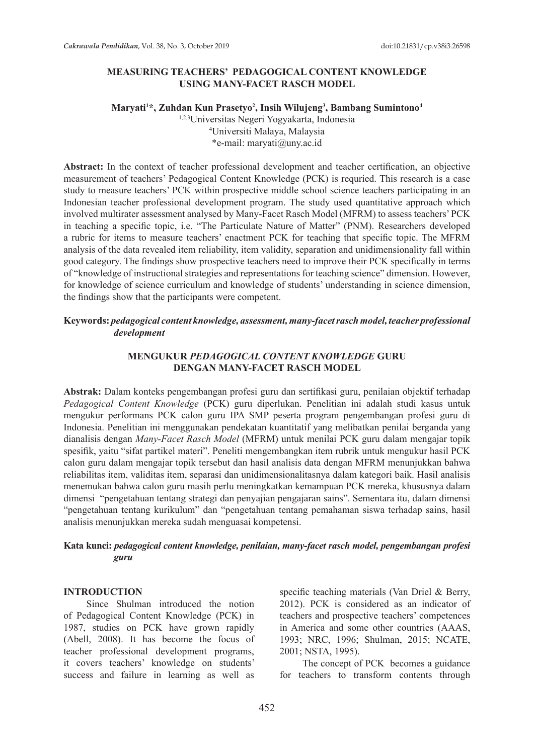# MEASURING TEACHERS' PEDAGOGICAL CONTENT KNOWLEDGE USING MANY-FACET RASCH MODEL

**Maryati[1]*, Zuhdan Kun Prasetyo[2], Insih Wilujeng[3], Bambang Sumintono[4]**

[1,2,3]Universitas Negeri Yogyakarta, Indonesia
[4]Universiti Malaya, Malaysia
*e-mail: maryati@uny.ac.id

**Abstract:** In the context of teacher professional development and teacher certification, an objective measurement of teachers' Pedagogical Content Knowledge (PCK) is requried. This research is a case study to measure teachers' PCK within prospective middle school science teachers participating in an Indonesian teacher professional development program. The study used quantitative approach which involved multirater assessment analysed by Many-Facet Rasch Model (MFRM) to assess teachers' PCK in teaching a specific topic, i.e. "The Particulate Nature of Matter" (PNM). Researchers developed a rubric for items to measure teachers' enactment PCK for teaching that specific topic. The MFRM analysis of the data revealed item reliability, item validity, separation and unidimensionality fall within good category. The findings show prospective teachers need to improve their PCK specifically in terms of "knowledge of instructional strategies and representations for teaching science" dimension. However, for knowledge of science curriculum and knowledge of students' understanding in science dimension, the findings show that the participants were competent.

**Keywords:** ***pedagogical content knowledge, assessment, many-facet rasch model, teacher professional development***

# MENGUKUR *PEDAGOGICAL CONTENT KNOWLEDGE* GURU DENGAN MANY-FACET RASCH MODEL

**Abstrak:** Dalam konteks pengembangan profesi guru dan sertifikasi guru, penilaian objektif terhadap *Pedagogical Content Knowledge* (PCK) guru diperlukan. Penelitian ini adalah studi kasus untuk mengukur performans PCK calon guru IPA SMP peserta program pengembangan profesi guru di Indonesia. Penelitian ini menggunakan pendekatan kuantitatif yang melibatkan penilai berganda yang dianalisis dengan *Many-Facet Rasch Model* (MFRM) untuk menilai PCK guru dalam mengajar topik spesifik, yaitu "sifat partikel materi". Peneliti mengembangkan item rubrik untuk mengukur hasil PCK calon guru dalam mengajar topik tersebut dan hasil analisis data dengan MFRM menunjukkan bahwa reliabilitas item, validitas item, separasi dan unidimensionalitasnya dalam kategori baik. Hasil analisis menemukan bahwa calon guru masih perlu meningkatkan kemampuan PCK mereka, khususnya dalam dimensi "pengetahuan tentang strategi dan penyajian pengajaran sains". Sementara itu, dalam dimensi "pengetahuan tentang kurikulum" dan "pengetahuan tentang pemahaman siswa terhadap sains, hasil analisis menunjukkan mereka sudah menguasai kompetensi.

**Kata kunci:** ***pedagogical content knowledge, penilaian, many-facet rasch model, pengembangan profesi guru***

## INTRODUCTION

Since Shulman introduced the notion of Pedagogical Content Knowledge (PCK) in 1987, studies on PCK have grown rapidly (Abell, 2008). It has become the focus of teacher professional development programs, it covers teachers' knowledge on students' success and failure in learning as well as specific teaching materials (Van Driel & Berry, 2012). PCK is considered as an indicator of teachers and prospective teachers' competences in America and some other countries (AAAS, 1993; NRC, 1996; Shulman, 2015; NCATE, 2001; NSTA, 1995).

The concept of PCK becomes a guidance for teachers to transform contents through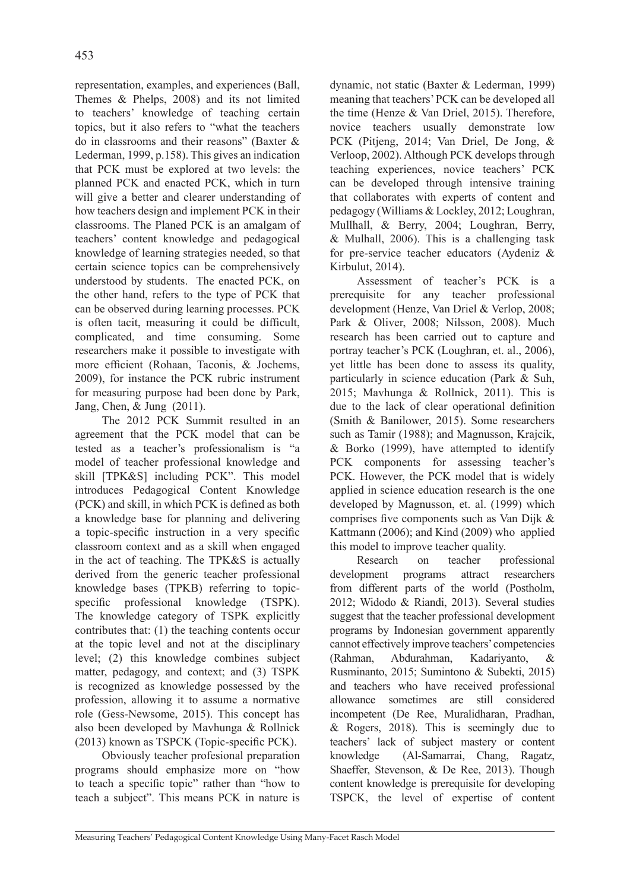representation, examples, and experiences (Ball, Themes & Phelps, 2008) and its not limited to teachers' knowledge of teaching certain topics, but it also refers to "what the teachers do in classrooms and their reasons" (Baxter & Lederman, 1999, p.158). This gives an indication that PCK must be explored at two levels: the planned PCK and enacted PCK, which in turn will give a better and clearer understanding of how teachers design and implement PCK in their classrooms. The Planed PCK is an amalgam of teachers' content knowledge and pedagogical knowledge of learning strategies needed, so that certain science topics can be comprehensively understood by students. The enacted PCK, on the other hand, refers to the type of PCK that can be observed during learning processes. PCK is often tacit, measuring it could be difficult, complicated, and time consuming. Some researchers make it possible to investigate with more efficient (Rohaan, Taconis, & Jochems, 2009), for instance the PCK rubric instrument for measuring purpose had been done by Park, Jang, Chen, & Jung (2011).

The 2012 PCK Summit resulted in an agreement that the PCK model that can be tested as a teacher's professionalism is "a model of teacher professional knowledge and skill [TPK&S] including PCK". This model introduces Pedagogical Content Knowledge (PCK) and skill, in which PCK is defined as both a knowledge base for planning and delivering a topic-specific instruction in a very specific classroom context and as a skill when engaged in the act of teaching. The TPK&S is actually derived from the generic teacher professional knowledge bases (TPKB) referring to topic-specific professional knowledge (TSPK). The knowledge category of TSPK explicitly contributes that: (1) the teaching contents occur at the topic level and not at the disciplinary level; (2) this knowledge combines subject matter, pedagogy, and context; and (3) TSPK is recognized as knowledge possessed by the profession, allowing it to assume a normative role (Gess-Newsome, 2015). This concept has also been developed by Mavhunga & Rollnick (2013) known as TSPCK (Topic-specific PCK).

Obviously teacher profesional preparation programs should emphasize more on "how to teach a specific topic" rather than "how to teach a subject". This means PCK in nature is dynamic, not static (Baxter & Lederman, 1999) meaning that teachers' PCK can be developed all the time (Henze & Van Driel, 2015). Therefore, novice teachers usually demonstrate low PCK (Pitjeng, 2014; Van Driel, De Jong, & Verloop, 2002). Although PCK develops through teaching experiences, novice teachers' PCK can be developed through intensive training that collaborates with experts of content and pedagogy (Williams & Lockley, 2012; Loughran, Mullhall, & Berry, 2004; Loughran, Berry, & Mulhall, 2006). This is a challenging task for pre-service teacher educators (Aydeniz & Kirbulut, 2014).

Assessment of teacher's PCK is a prerequisite for any teacher professional development (Henze, Van Driel & Verlop, 2008; Park & Oliver, 2008; Nilsson, 2008). Much research has been carried out to capture and portray teacher's PCK (Loughran, et. al., 2006), yet little has been done to assess its quality, particularly in science education (Park & Suh, 2015; Mavhunga & Rollnick, 2011). This is due to the lack of clear operational definition (Smith & Banilower, 2015). Some researchers such as Tamir (1988); and Magnusson, Krajcik, & Borko (1999), have attempted to identify PCK components for assessing teacher's PCK. However, the PCK model that is widely applied in science education research is the one developed by Magnusson, et. al. (1999) which comprises five components such as Van Dijk & Kattmann (2006); and Kind (2009) who applied this model to improve teacher quality.

Research on teacher professional development programs attract researchers from different parts of the world (Postholm, 2012; Widodo & Riandi, 2013). Several studies suggest that the teacher professional development programs by Indonesian government apparently cannot effectively improve teachers' competencies (Rahman, Abdurahman, Kadariyanto, & Rusminanto, 2015; Sumintono & Subekti, 2015) and teachers who have received professional allowance sometimes are still considered incompetent (De Ree, Muralidharan, Pradhan, & Rogers, 2018). This is seemingly due to teachers' lack of subject mastery or content knowledge (Al-Samarrai, Chang, Ragatz, Shaeffer, Stevenson, & De Ree, 2013). Though content knowledge is prerequisite for developing TSPCK, the level of expertise of content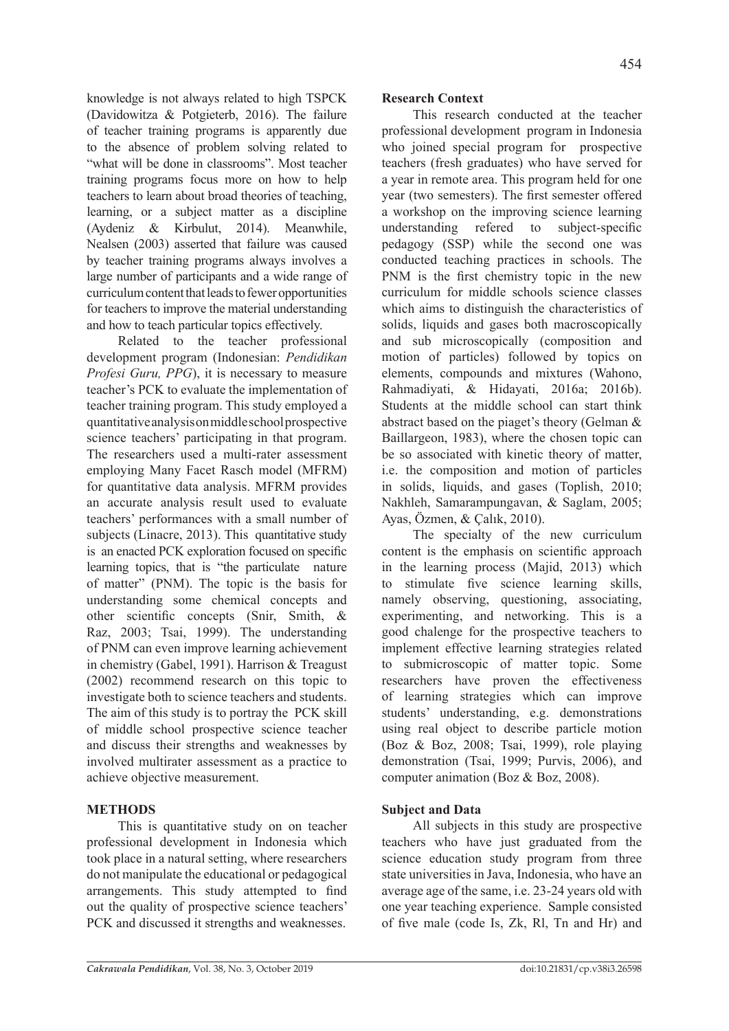knowledge is not always related to high TSPCK (Davidowitza & Potgieterb, 2016). The failure of teacher training programs is apparently due to the absence of problem solving related to "what will be done in classrooms". Most teacher training programs focus more on how to help teachers to learn about broad theories of teaching, learning, or a subject matter as a discipline (Aydeniz & Kirbulut, 2014). Meanwhile, Nealsen (2003) asserted that failure was caused by teacher training programs always involves a large number of participants and a wide range of curriculum content that leads to fewer opportunities for teachers to improve the material understanding and how to teach particular topics effectively.

Related to the teacher professional development program (Indonesian: *Pendidikan Profesi Guru, PPG*), it is necessary to measure teacher's PCK to evaluate the implementation of teacher training program. This study employed a quantitative analysis on middle school prospective science teachers' participating in that program. The researchers used a multi-rater assessment employing Many Facet Rasch model (MFRM) for quantitative data analysis. MFRM provides an accurate analysis result used to evaluate teachers' performances with a small number of subjects (Linacre, 2013). This quantitative study is an enacted PCK exploration focused on specific learning topics, that is "the particulate nature of matter" (PNM). The topic is the basis for understanding some chemical concepts and other scientific concepts (Snir, Smith, & Raz, 2003; Tsai, 1999). The understanding of PNM can even improve learning achievement in chemistry (Gabel, 1991). Harrison & Treagust (2002) recommend research on this topic to investigate both to science teachers and students. The aim of this study is to portray the PCK skill of middle school prospective science teacher and discuss their strengths and weaknesses by involved multirater assessment as a practice to achieve objective measurement.

## METHODS

This is quantitative study on on teacher professional development in Indonesia which took place in a natural setting, where researchers do not manipulate the educational or pedagogical arrangements. This study attempted to find out the quality of prospective science teachers' PCK and discussed it strengths and weaknesses.

### Research Context

This research conducted at the teacher professional development program in Indonesia who joined special program for prospective teachers (fresh graduates) who have served for a year in remote area. This program held for one year (two semesters). The first semester offered a workshop on the improving science learning understanding refered to subject-specific pedagogy (SSP) while the second one was conducted teaching practices in schools. The PNM is the first chemistry topic in the new curriculum for middle schools science classes which aims to distinguish the characteristics of solids, liquids and gases both macroscopically and sub microscopically (composition and motion of particles) followed by topics on elements, compounds and mixtures (Wahono, Rahmadiyati, & Hidayati, 2016a; 2016b). Students at the middle school can start think abstract based on the piaget's theory (Gelman & Baillargeon, 1983), where the chosen topic can be so associated with kinetic theory of matter, i.e. the composition and motion of particles in solids, liquids, and gases (Toplish, 2010; Nakhleh, Samarampungavan, & Saglam, 2005; Ayas, Özmen, & Çalık, 2010).

The specialty of the new curriculum content is the emphasis on scientific approach in the learning process (Majid, 2013) which to stimulate five science learning skills, namely observing, questioning, associating, experimenting, and networking. This is a good chalenge for the prospective teachers to implement effective learning strategies related to submicroscopic of matter topic. Some researchers have proven the effectiveness of learning strategies which can improve students' understanding, e.g. demonstrations using real object to describe particle motion (Boz & Boz, 2008; Tsai, 1999), role playing demonstration (Tsai, 1999; Purvis, 2006), and computer animation (Boz & Boz, 2008).

### Subject and Data

All subjects in this study are prospective teachers who have just graduated from the science education study program from three state universities in Java, Indonesia, who have an average age of the same, i.e. 23-24 years old with one year teaching experience. Sample consisted of five male (code Is, Zk, Rl, Tn and Hr) and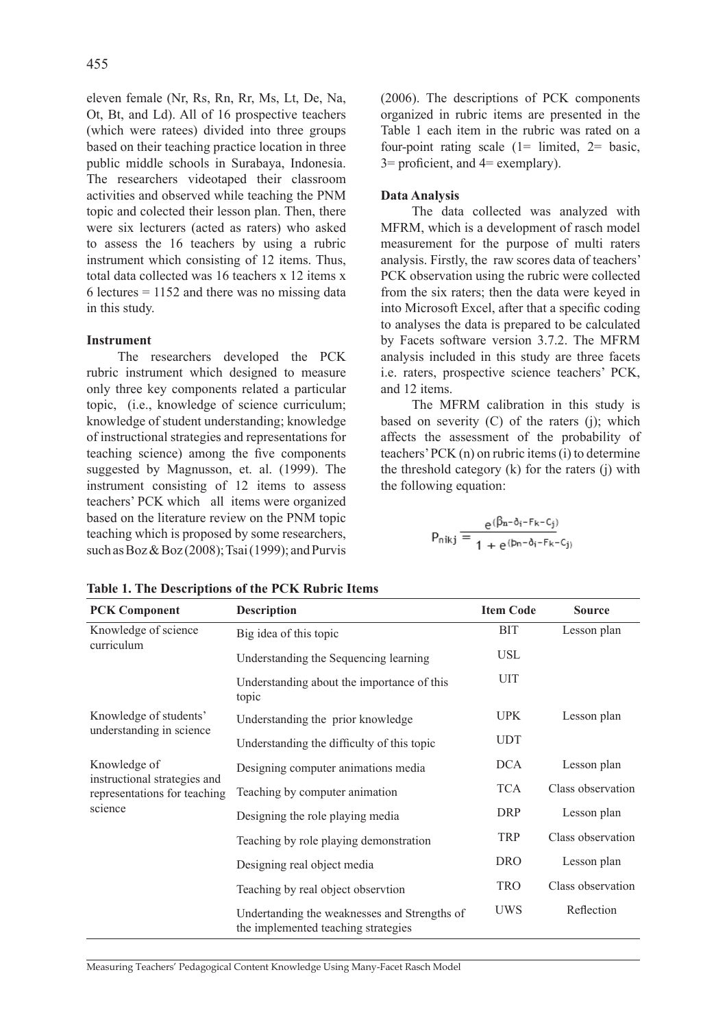eleven female (Nr, Rs, Rn, Rr, Ms, Lt, De, Na, Ot, Bt, and Ld). All of 16 prospective teachers (which were ratees) divided into three groups based on their teaching practice location in three public middle schools in Surabaya, Indonesia. The researchers videotaped their classroom activities and observed while teaching the PNM topic and colected their lesson plan. Then, there were six lecturers (acted as raters) who asked to assess the 16 teachers by using a rubric instrument which consisting of 12 items. Thus, total data collected was 16 teachers x 12 items x 6 lectures = 1152 and there was no missing data in this study.

#### Instrument

The researchers developed the PCK rubric instrument which designed to measure only three key components related a particular topic, (i.e., knowledge of science curriculum; knowledge of student understanding; knowledge of instructional strategies and representations for teaching science) among the five components suggested by Magnusson, et. al. (1999). The instrument consisting of 12 items to assess teachers' PCK which all items were organized based on the literature review on the PNM topic teaching which is proposed by some researchers, such as Boz & Boz (2008); Tsai (1999); and Purvis (2006). The descriptions of PCK components organized in rubric items are presented in the Table 1 each item in the rubric was rated on a four-point rating scale (1= limited, 2= basic, 3= proficient, and 4= exemplary).

#### Data Analysis

The data collected was analyzed with MFRM, which is a development of rasch model measurement for the purpose of multi raters analysis. Firstly, the raw scores data of teachers' PCK observation using the rubric were collected from the six raters; then the data were keyed in into Microsoft Excel, after that a specific coding to analyses the data is prepared to be calculated by Facets software version 3.7.2. The MFRM analysis included in this study are three facets i.e. raters, prospective science teachers' PCK, and 12 items.

The MFRM calibration in this study is based on severity (C) of the raters (j); which affects the assessment of the probability of teachers' PCK (n) on rubric items (i) to determine the threshold category (k) for the raters (j) with the following equation:

$$P_{nikj} = \frac{e^{(\beta_n - \delta_i - F_k - C_j)}}{1 + e^{(\beta_n - \delta_i - F_k - C_j)}}$$

**Table 1. The Descriptions of the PCK Rubric Items**

| PCK Component | Description | Item Code | Source |
|---|---|---|---|
| Knowledge of science curriculum | Big idea of this topic | BIT | Lesson plan |
| | Understanding the Sequencing learning | USL | |
| | Understanding about the importance of this topic | UIT | |
| Knowledge of students' understanding in science | Understanding the prior knowledge | UPK | Lesson plan |
| | Understanding the difficulty of this topic | UDT | |
| Knowledge of instructional strategies and representations for teaching science | Designing computer animations media | DCA | Lesson plan |
| | Teaching by computer animation | TCA | Class observation |
| | Designing the role playing media | DRP | Lesson plan |
| | Teaching by role playing demonstration | TRP | Class observation |
| | Designing real object media | DRO | Lesson plan |
| | Teaching by real object observtion | TRO | Class observation |
| | Undertanding the weaknesses and Strengths of the implemented teaching strategies | UWS | Reflection |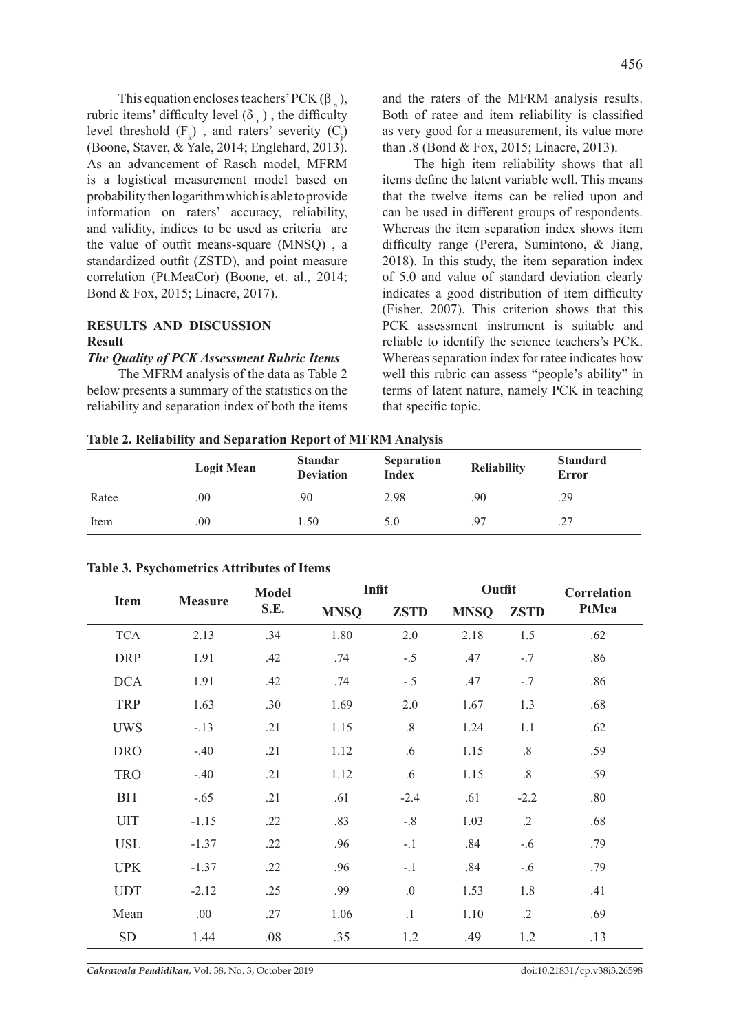This equation encloses teachers' PCK ($\beta_n$), rubric items' difficulty level ($\delta_i$), the difficulty level threshold ($F_k$), and raters' severity ($C_j$) (Boone, Staver, & Yale, 2014; Englehard, 2013). As an advancement of Rasch model, MFRM is a logistical measurement model based on probability then logarithm which is able to provide information on raters' accuracy, reliability, and validity, indices to be used as criteria are the value of outfit means-square (MNSQ) , a standardized outfit (ZSTD), and point measure correlation (Pt.MeaCor) (Boone, et. al., 2014; Bond & Fox, 2015; Linacre, 2017).

## RESULTS AND DISCUSSION

### Result

#### *The Quality of PCK Assessment Rubric Items*

The MFRM analysis of the data as Table 2 below presents a summary of the statistics on the reliability and separation index of both the items and the raters of the MFRM analysis results. Both of ratee and item reliability is classified as very good for a measurement, its value more than .8 (Bond & Fox, 2015; Linacre, 2013).

The high item reliability shows that all items define the latent variable well. This means that the twelve items can be relied upon and can be used in different groups of respondents. Whereas the item separation index shows item difficulty range (Perera, Sumintono, & Jiang, 2018). In this study, the item separation index of 5.0 and value of standard deviation clearly indicates a good distribution of item difficulty (Fisher, 2007). This criterion shows that this PCK assessment instrument is suitable and reliable to identify the science teachers's PCK. Whereas separation index for ratee indicates how well this rubric can assess "people's ability" in terms of latent nature, namely PCK in teaching that specific topic.

**Table 2. Reliability and Separation Report of MFRM Analysis**

| | Logit Mean | Standar Deviation | Separation Index | Reliability | Standard Error |
|---|---|---|---|---|---|
| Ratee | .00 | .90 | 2.98 | .90 | .29 |
| Item | .00 | 1.50 | 5.0 | .97 | .27 |

**Table 3. Psychometrics Attributes of Items**

| Item | Measure | Model S.E. | Infit | | Outfit | | Correlation PtMea |
|---|---|---|---|---|---|---|---|
| | | | MNSQ | ZSTD | MNSQ | ZSTD | |
| TCA | 2.13 | .34 | 1.80 | 2.0 | 2.18 | 1.5 | .62 |
| DRP | 1.91 | .42 | .74 | -.5 | .47 | -.7 | .86 |
| DCA | 1.91 | .42 | .74 | -.5 | .47 | -.7 | .86 |
| TRP | 1.63 | .30 | 1.69 | 2.0 | 1.67 | 1.3 | .68 |
| UWS | -.13 | .21 | 1.15 | .8 | 1.24 | 1.1 | .62 |
| DRO | -.40 | .21 | 1.12 | .6 | 1.15 | .8 | .59 |
| TRO | -.40 | .21 | 1.12 | .6 | 1.15 | .8 | .59 |
| BIT | -.65 | .21 | .61 | -2.4 | .61 | -2.2 | .80 |
| UIT | -1.15 | .22 | .83 | -.8 | 1.03 | .2 | .68 |
| USL | -1.37 | .22 | .96 | -.1 | .84 | -.6 | .79 |
| UPK | -1.37 | .22 | .96 | -.1 | .84 | -.6 | .79 |
| UDT | -2.12 | .25 | .99 | .0 | 1.53 | 1.8 | .41 |
| Mean | .00 | .27 | 1.06 | .1 | 1.10 | .2 | .69 |
| SD | 1.44 | .08 | .35 | 1.2 | .49 | 1.2 | .13 |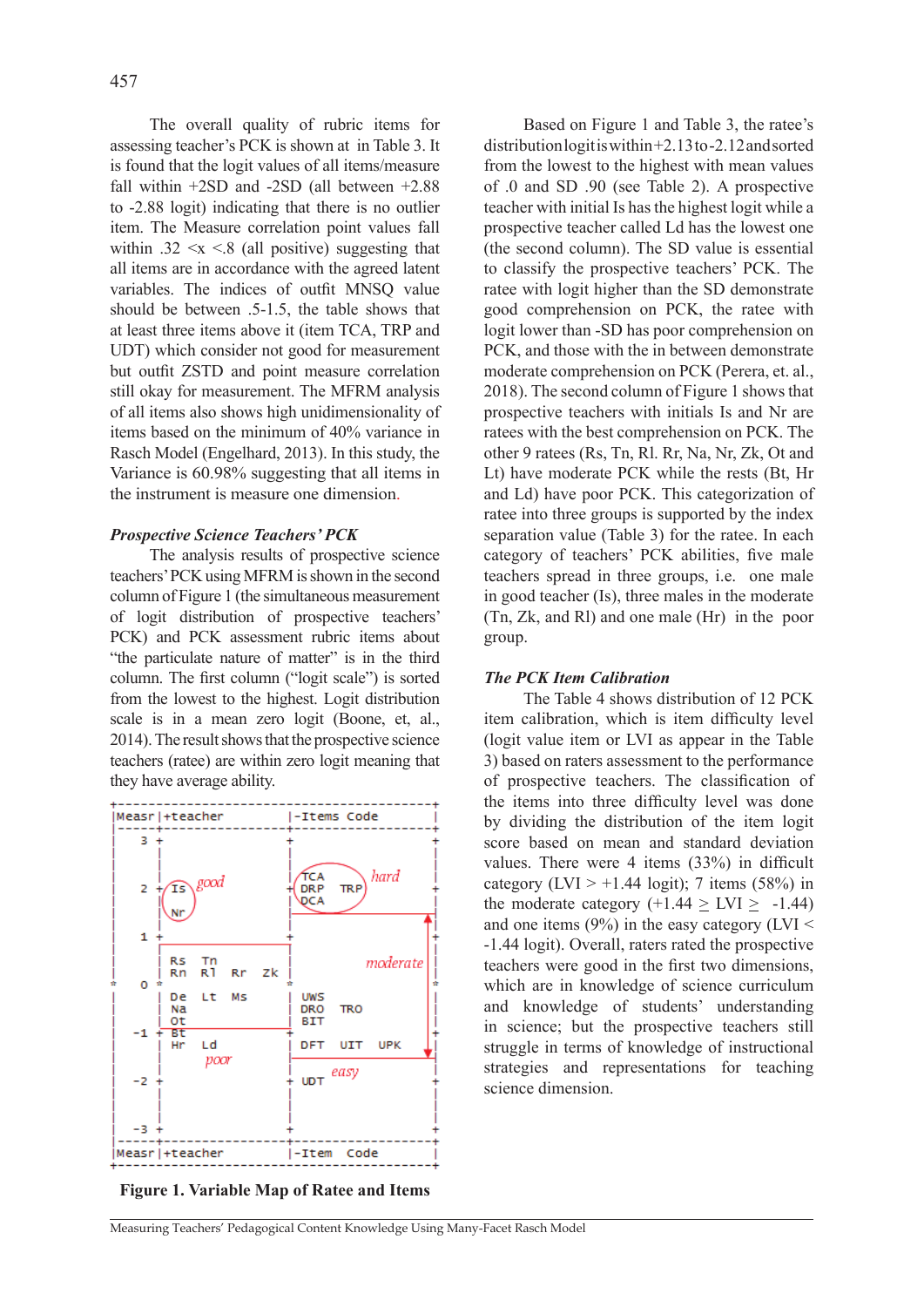The overall quality of rubric items for assessing teacher's PCK is shown at in Table 3. It is found that the logit values of all items/measure fall within +2SD and -2SD (all between +2.88 to -2.88 logit) indicating that there is no outlier item. The Measure correlation point values fall within .32 <x <.8 (all positive) suggesting that all items are in accordance with the agreed latent variables. The indices of outfit MNSQ value should be between .5-1.5, the table shows that at least three items above it (item TCA, TRP and UDT) which consider not good for measurement but outfit ZSTD and point measure correlation still okay for measurement. The MFRM analysis of all items also shows high unidimensionality of items based on the minimum of 40% variance in Rasch Model (Engelhard, 2013). In this study, the Variance is 60.98% suggesting that all items in the instrument is measure one dimension.

### *Prospective Science Teachers' PCK*

The analysis results of prospective science teachers' PCK using MFRM is shown in the second column of Figure 1 (the simultaneous measurement of logit distribution of prospective teachers' PCK) and PCK assessment rubric items about "the particulate nature of matter" is in the third column. The first column ("logit scale") is sorted from the lowest to the highest. Logit distribution scale is in a mean zero logit (Boone, et, al., 2014). The result shows that the prospective science teachers (ratee) are within zero logit meaning that they have average ability.

```
+---------------------------------------------------+
|Measr|+teacher              |-Items Code           |
|-----+----------------------+----------------------|
|  3  +                      +                      +
|     |                      |                      |
|  2  + Is   good            + TCA                  +
|     |                      | DRP   TRP   hard     |
|     | Nr                   | DCA                  |
|  1  +                      +                      +
|     | Rs   Tn              |                      |
|     | Rn   Rl   Rr   Zk    |           moderate   |
*  0  * De   Lt   Ms         * UWS                  *
|     | Na                   | DRO   TRO            |
|     | Ot                   | BIT                  |
| -1  + Bt                   +                      +
|     | Hr   Ld              | DFT   UIT   UPK      |
|     |      poor            |                      |
| -2  +                      + UDT   easy           +
|     |                      |                      |
| -3  +                      +                      +
|-----+----------------------+----------------------|
|Measr|+teacher              |-Item   Code          |
+---------------------------------------------------+
```

**Figure 1. Variable Map of Ratee and Items**

Based on Figure 1 and Table 3, the ratee's distribution logit is within +2.13 to -2.12 and sorted from the lowest to the highest with mean values of .0 and SD .90 (see Table 2). A prospective teacher with initial Is has the highest logit while a prospective teacher called Ld has the lowest one (the second column). The SD value is essential to classify the prospective teachers' PCK. The ratee with logit higher than the SD demonstrate good comprehension on PCK, the ratee with logit lower than -SD has poor comprehension on PCK, and those with the in between demonstrate moderate comprehension on PCK (Perera, et. al., 2018). The second column of Figure 1 shows that prospective teachers with initials Is and Nr are ratees with the best comprehension on PCK. The other 9 ratees (Rs, Tn, Rl. Rr, Na, Nr, Zk, Ot and Lt) have moderate PCK while the rests (Bt, Hr and Ld) have poor PCK. This categorization of ratee into three groups is supported by the index separation value (Table 3) for the ratee. In each category of teachers' PCK abilities, five male teachers spread in three groups, i.e. one male in good teacher (Is), three males in the moderate (Tn, Zk, and Rl) and one male (Hr) in the poor group.

### *The PCK Item Calibration*

The Table 4 shows distribution of 12 PCK item calibration, which is item difficulty level (logit value item or LVI as appear in the Table 3) based on raters assessment to the performance of prospective teachers. The classification of the items into three difficulty level was done by dividing the distribution of the item logit score based on mean and standard deviation values. There were 4 items (33%) in difficult category (LVI > +1.44 logit); 7 items (58%) in the moderate category (+1.44 ≥ LVI ≥ -1.44) and one items (9%) in the easy category (LVI < -1.44 logit). Overall, raters rated the prospective teachers were good in the first two dimensions, which are in knowledge of science curriculum and knowledge of students' understanding in science; but the prospective teachers still struggle in terms of knowledge of instructional strategies and representations for teaching science dimension.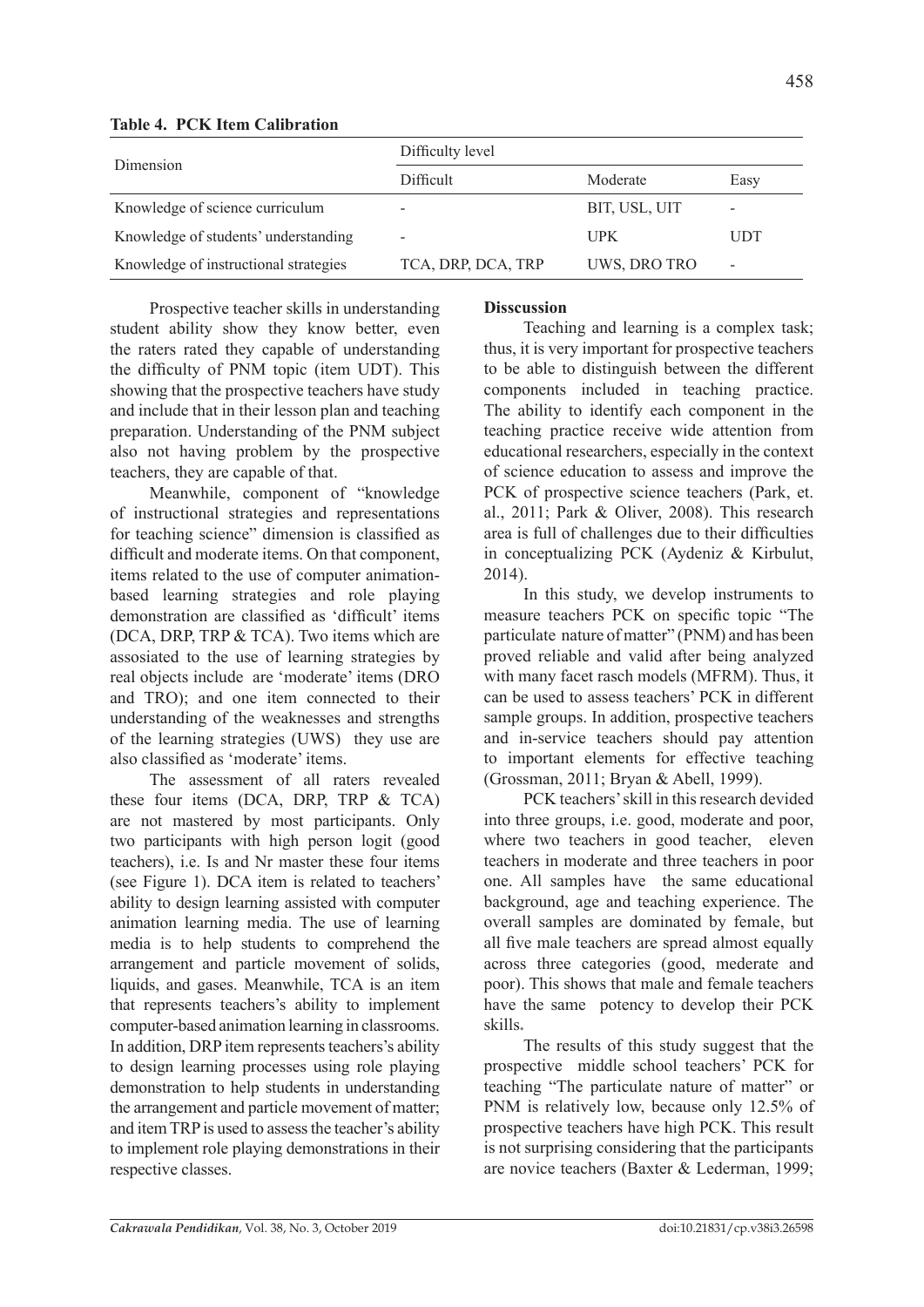**Table 4. PCK Item Calibration**

| Dimension | Difficulty level | | |
|---|---|---|---|
| | Difficult | Moderate | Easy |
| Knowledge of science curriculum | - | BIT, USL, UIT | - |
| Knowledge of students' understanding | - | UPK | UDT |
| Knowledge of instructional strategies | TCA, DRP, DCA, TRP | UWS, DRO TRO | - |

Prospective teacher skills in understanding student ability show they know better, even the raters rated they capable of understanding the difficulty of PNM topic (item UDT). This showing that the prospective teachers have study and include that in their lesson plan and teaching preparation. Understanding of the PNM subject also not having problem by the prospective teachers, they are capable of that.

Meanwhile, component of "knowledge of instructional strategies and representations for teaching science" dimension is classified as difficult and moderate items. On that component, items related to the use of computer animation-based learning strategies and role playing demonstration are classified as 'difficult' items (DCA, DRP, TRP & TCA). Two items which are assosiated to the use of learning strategies by real objects include are 'moderate' items (DRO and TRO); and one item connected to their understanding of the weaknesses and strengths of the learning strategies (UWS) they use are also classified as 'moderate' items.

The assessment of all raters revealed these four items (DCA, DRP, TRP & TCA) are not mastered by most participants. Only two participants with high person logit (good teachers), i.e. Is and Nr master these four items (see Figure 1). DCA item is related to teachers' ability to design learning assisted with computer animation learning media. The use of learning media is to help students to comprehend the arrangement and particle movement of solids, liquids, and gases. Meanwhile, TCA is an item that represents teachers's ability to implement computer-based animation learning in classrooms. In addition, DRP item represents teachers's ability to design learning processes using role playing demonstration to help students in understanding the arrangement and particle movement of matter; and item TRP is used to assess the teacher's ability to implement role playing demonstrations in their respective classes.

**Disscussion**

Teaching and learning is a complex task; thus, it is very important for prospective teachers to be able to distinguish between the different components included in teaching practice. The ability to identify each component in the teaching practice receive wide attention from educational researchers, especially in the context of science education to assess and improve the PCK of prospective science teachers (Park, et. al., 2011; Park & Oliver, 2008). This research area is full of challenges due to their difficulties in conceptualizing PCK (Aydeniz & Kirbulut, 2014).

In this study, we develop instruments to measure teachers PCK on specific topic "The particulate nature of matter" (PNM) and has been proved reliable and valid after being analyzed with many facet rasch models (MFRM). Thus, it can be used to assess teachers' PCK in different sample groups. In addition, prospective teachers and in-service teachers should pay attention to important elements for effective teaching (Grossman, 2011; Bryan & Abell, 1999).

PCK teachers' skill in this research devided into three groups, i.e. good, moderate and poor, where two teachers in good teacher, eleven teachers in moderate and three teachers in poor one. All samples have the same educational background, age and teaching experience. The overall samples are dominated by female, but all five male teachers are spread almost equally across three categories (good, mederate and poor). This shows that male and female teachers have the same potency to develop their PCK skills.

The results of this study suggest that the prospective middle school teachers' PCK for teaching "The particulate nature of matter" or PNM is relatively low, because only 12.5% of prospective teachers have high PCK. This result is not surprising considering that the participants are novice teachers (Baxter & Lederman, 1999;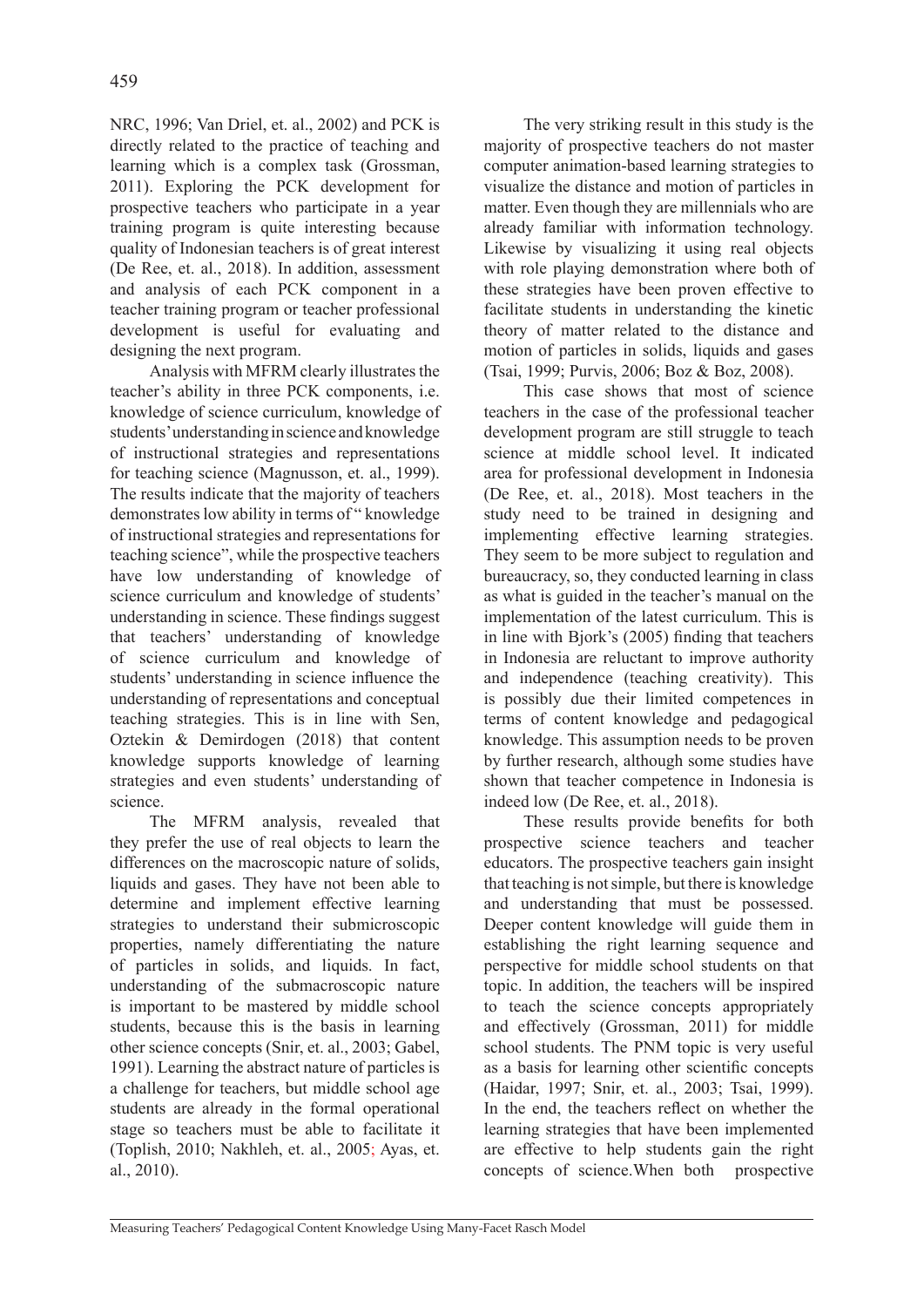NRC, 1996; Van Driel, et. al., 2002) and PCK is directly related to the practice of teaching and learning which is a complex task (Grossman, 2011). Exploring the PCK development for prospective teachers who participate in a year training program is quite interesting because quality of Indonesian teachers is of great interest (De Ree, et. al., 2018). In addition, assessment and analysis of each PCK component in a teacher training program or teacher professional development is useful for evaluating and designing the next program.

Analysis with MFRM clearly illustrates the teacher's ability in three PCK components, i.e. knowledge of science curriculum, knowledge of students' understanding in science and knowledge of instructional strategies and representations for teaching science (Magnusson, et. al., 1999). The results indicate that the majority of teachers demonstrates low ability in terms of " knowledge of instructional strategies and representations for teaching science", while the prospective teachers have low understanding of knowledge of science curriculum and knowledge of students' understanding in science. These findings suggest that teachers' understanding of knowledge of science curriculum and knowledge of students' understanding in science influence the understanding of representations and conceptual teaching strategies. This is in line with Sen, Oztekin & Demirdogen (2018) that content knowledge supports knowledge of learning strategies and even students' understanding of science.

The MFRM analysis, revealed that they prefer the use of real objects to learn the differences on the macroscopic nature of solids, liquids and gases. They have not been able to determine and implement effective learning strategies to understand their submicroscopic properties, namely differentiating the nature of particles in solids, and liquids. In fact, understanding of the submacroscopic nature is important to be mastered by middle school students, because this is the basis in learning other science concepts (Snir, et. al., 2003; Gabel, 1991). Learning the abstract nature of particles is a challenge for teachers, but middle school age students are already in the formal operational stage so teachers must be able to facilitate it (Toplish, 2010; Nakhleh, et. al., 2005; Ayas, et. al., 2010).

The very striking result in this study is the majority of prospective teachers do not master computer animation-based learning strategies to visualize the distance and motion of particles in matter. Even though they are millennials who are already familiar with information technology. Likewise by visualizing it using real objects with role playing demonstration where both of these strategies have been proven effective to facilitate students in understanding the kinetic theory of matter related to the distance and motion of particles in solids, liquids and gases (Tsai, 1999; Purvis, 2006; Boz & Boz, 2008).

This case shows that most of science teachers in the case of the professional teacher development program are still struggle to teach science at middle school level. It indicated area for professional development in Indonesia (De Ree, et. al., 2018). Most teachers in the study need to be trained in designing and implementing effective learning strategies. They seem to be more subject to regulation and bureaucracy, so, they conducted learning in class as what is guided in the teacher's manual on the implementation of the latest curriculum. This is in line with Bjork's (2005) finding that teachers in Indonesia are reluctant to improve authority and independence (teaching creativity). This is possibly due their limited competences in terms of content knowledge and pedagogical knowledge. This assumption needs to be proven by further research, although some studies have shown that teacher competence in Indonesia is indeed low (De Ree, et. al., 2018).

These results provide benefits for both prospective science teachers and teacher educators. The prospective teachers gain insight that teaching is not simple, but there is knowledge and understanding that must be possessed. Deeper content knowledge will guide them in establishing the right learning sequence and perspective for middle school students on that topic. In addition, the teachers will be inspired to teach the science concepts appropriately and effectively (Grossman, 2011) for middle school students. The PNM topic is very useful as a basis for learning other scientific concepts (Haidar, 1997; Snir, et. al., 2003; Tsai, 1999). In the end, the teachers reflect on whether the learning strategies that have been implemented are effective to help students gain the right concepts of science.When both prospective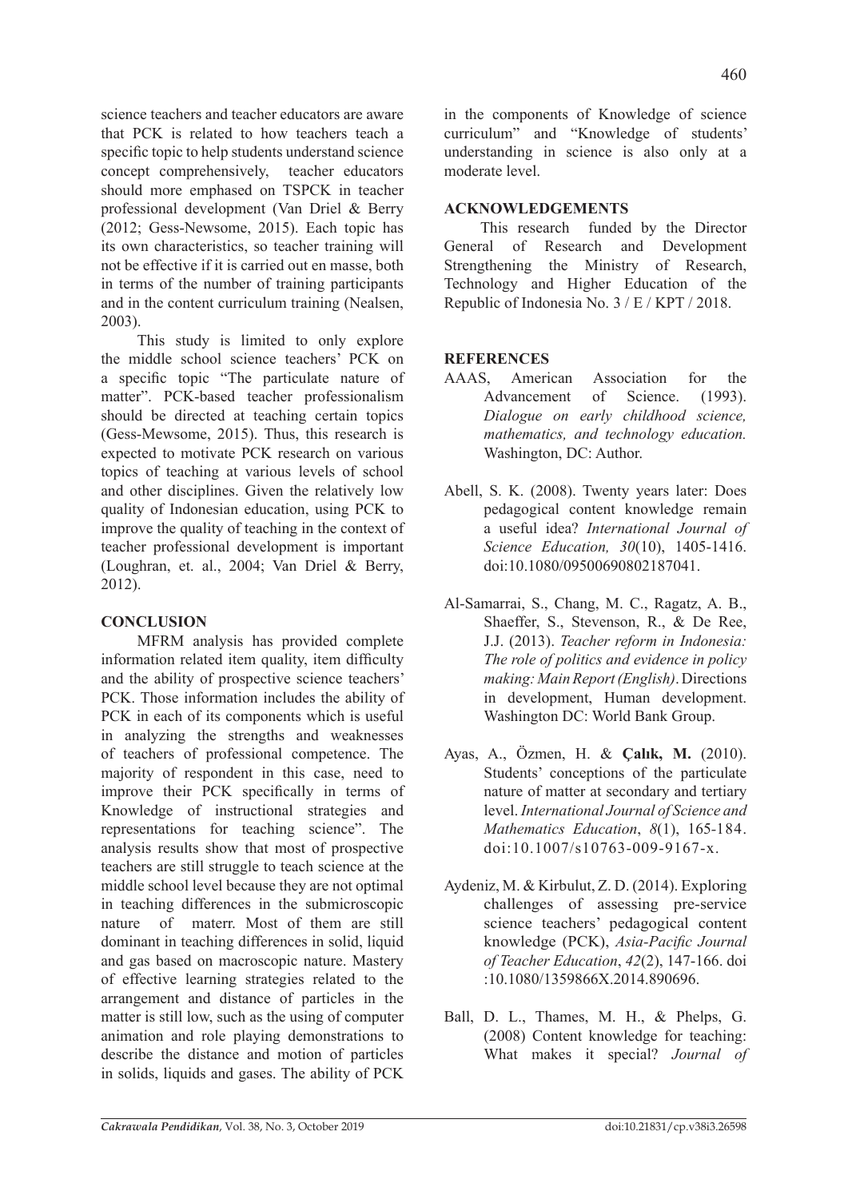science teachers and teacher educators are aware that PCK is related to how teachers teach a specific topic to help students understand science concept comprehensively, teacher educators should more emphased on TSPCK in teacher professional development (Van Driel & Berry (2012; Gess-Newsome, 2015). Each topic has its own characteristics, so teacher training will not be effective if it is carried out en masse, both in terms of the number of training participants and in the content curriculum training (Nealsen, 2003).

This study is limited to only explore the middle school science teachers' PCK on a specific topic "The particulate nature of matter". PCK-based teacher professionalism should be directed at teaching certain topics (Gess-Mewsome, 2015). Thus, this research is expected to motivate PCK research on various topics of teaching at various levels of school and other disciplines. Given the relatively low quality of Indonesian education, using PCK to improve the quality of teaching in the context of teacher professional development is important (Loughran, et. al., 2004; Van Driel & Berry, 2012).

## CONCLUSION

MFRM analysis has provided complete information related item quality, item difficulty and the ability of prospective science teachers' PCK. Those information includes the ability of PCK in each of its components which is useful in analyzing the strengths and weaknesses of teachers of professional competence. The majority of respondent in this case, need to improve their PCK specifically in terms of Knowledge of instructional strategies and representations for teaching science". The analysis results show that most of prospective teachers are still struggle to teach science at the middle school level because they are not optimal in teaching differences in the submicroscopic nature of materr. Most of them are still dominant in teaching differences in solid, liquid and gas based on macroscopic nature. Mastery of effective learning strategies related to the arrangement and distance of particles in the matter is still low, such as the using of computer animation and role playing demonstrations to describe the distance and motion of particles in solids, liquids and gases. The ability of PCK in the components of Knowledge of science curriculum" and "Knowledge of students' understanding in science is also only at a moderate level.

## ACKNOWLEDGEMENTS

This research funded by the Director General of Research and Development Strengthening the Ministry of Research, Technology and Higher Education of the Republic of Indonesia No. 3 / E / KPT / 2018.

## REFERENCES

AAAS, American Association for the Advancement of Science. (1993). *Dialogue on early childhood science, mathematics, and technology education.* Washington, DC: Author.

Abell, S. K. (2008). Twenty years later: Does pedagogical content knowledge remain a useful idea? *International Journal of Science Education, 30*(10), 1405-1416. doi:10.1080/09500690802187041.

Al-Samarrai, S., Chang, M. C., Ragatz, A. B., Shaeffer, S., Stevenson, R., & De Ree, J.J. (2013). *Teacher reform in Indonesia: The role of politics and evidence in policy making: Main Report (English)*. Directions in development, Human development. Washington DC: World Bank Group.

Ayas, A., Özmen, H. & **Çalık, M.** (2010). Students' conceptions of the particulate nature of matter at secondary and tertiary level. *International Journal of Science and Mathematics Education*, *8*(1), 165-184. doi:10.1007/s10763-009-9167-x.

Aydeniz, M. & Kirbulut, Z. D. (2014). Exploring challenges of assessing pre-service science teachers' pedagogical content knowledge (PCK), *Asia-Pacific Journal of Teacher Education*, *42*(2), 147-166. doi :10.1080/1359866X.2014.890696.

Ball, D. L., Thames, M. H., & Phelps, G. (2008) Content knowledge for teaching: What makes it special? *Journal of*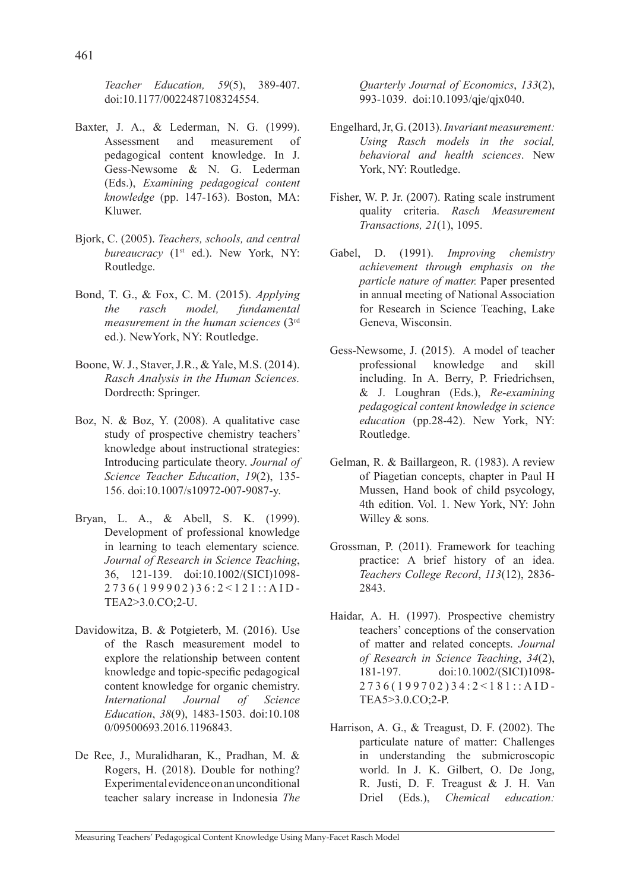*Teacher Education, 59*(5), 389-407. doi:10.1177/0022487108324554.

Baxter, J. A., & Lederman, N. G. (1999). Assessment and measurement of pedagogical content knowledge. In J. Gess-Newsome & N. G. Lederman (Eds.), *Examining pedagogical content knowledge* (pp. 147-163). Boston, MA: Kluwer.

Bjork, C. (2005). *Teachers, schools, and central bureaucracy* (1st ed.). New York, NY: Routledge.

Bond, T. G., & Fox, C. M. (2015). *Applying the rasch model, fundamental measurement in the human sciences* (3rd ed.). NewYork, NY: Routledge.

Boone, W. J., Staver, J.R., & Yale, M.S. (2014). *Rasch Analysis in the Human Sciences.* Dordrecth: Springer.

Boz, N. & Boz, Y. (2008). A qualitative case study of prospective chemistry teachers' knowledge about instructional strategies: Introducing particulate theory. *Journal of Science Teacher Education*, *19*(2), 135-156. doi:10.1007/s10972-007-9087-y.

Bryan, L. A., & Abell, S. K. (1999). Development of professional knowledge in learning to teach elementary science*. Journal of Research in Science Teaching*, 36, 121-139. doi:10.1002/(SICI)1098-2736(199902)36:2<121::AID-TEA2>3.0.CO;2-U.

Davidowitza, B. & Potgieterb, M. (2016). Use of the Rasch measurement model to explore the relationship between content knowledge and topic-specific pedagogical content knowledge for organic chemistry. *International Journal of Science Education*, *38*(9), 1483-1503. doi:10.1080/09500693.2016.1196843.

De Ree, J., Muralidharan, K., Pradhan, M. & Rogers, H. (2018). Double for nothing? Experimental evidence on an unconditional teacher salary increase in Indonesia *The Quarterly Journal of Economics*, *133*(2), 993-1039. doi:10.1093/qje/qjx040.

Engelhard, Jr, G. (2013). *Invariant measurement: Using Rasch models in the social, behavioral and health sciences*. New York, NY: Routledge.

Fisher, W. P. Jr. (2007). Rating scale instrument quality criteria. *Rasch Measurement Transactions, 21*(1), 1095.

Gabel, D. (1991). *Improving chemistry achievement through emphasis on the particle nature of matter.* Paper presented in annual meeting of National Association for Research in Science Teaching, Lake Geneva, Wisconsin.

Gess-Newsome, J. (2015). A model of teacher professional knowledge and skill including. In A. Berry, P. Friedrichsen, & J. Loughran (Eds.), *Re-examining pedagogical content knowledge in science education* (pp.28-42). New York, NY: Routledge.

Gelman, R. & Baillargeon, R. (1983). A review of Piagetian concepts, chapter in Paul H Mussen, Hand book of child psycology, 4th edition. Vol. 1. New York, NY: John Willey & sons.

Grossman, P. (2011). Framework for teaching practice: A brief history of an idea. *Teachers College Record*, *113*(12), 2836-2843.

Haidar, A. H. (1997). Prospective chemistry teachers' conceptions of the conservation of matter and related concepts. *Journal of Research in Science Teaching*, *34*(2), 181-197. doi:10.1002/(SICI)1098-2736(199702)34:2<181::AID-TEA5>3.0.CO;2-P.

Harrison, A. G., & Treagust, D. F. (2002). The particulate nature of matter: Challenges in understanding the submicroscopic world. In J. K. Gilbert, O. De Jong, R. Justi, D. F. Treagust & J. H. Van Driel (Eds.), *Chemical education:*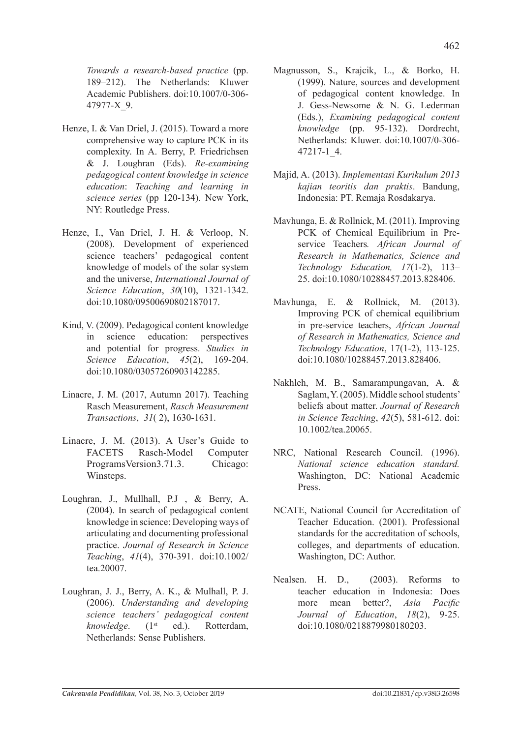*Towards a research-based practice* (pp. 189–212). The Netherlands: Kluwer Academic Publishers. doi:10.1007/0-306-47977-X_9.

Henze, I. & Van Driel, J. (2015). Toward a more comprehensive way to capture PCK in its complexity. In A. Berry, P. Friedrichsen & J. Loughran (Eds). *Re-examining pedagogical content knowledge in science education*: *Teaching and learning in science series* (pp 120-134). New York, NY: Routledge Press.

Henze, I., Van Driel, J. H. & Verloop, N. (2008). Development of experienced science teachers' pedagogical content knowledge of models of the solar system and the universe, *International Journal of Science Education*, *30*(10), 1321-1342. doi:10.1080/09500690802187017.

Kind, V. (2009). Pedagogical content knowledge in science education: perspectives and potential for progress. *Studies in Science Education*, *45*(2), 169-204. doi:10.1080/03057260903142285.

Linacre, J. M. (2017, Autumn 2017). Teaching Rasch Measurement, *Rasch Measurement Transactions*, *31*( 2), 1630-1631.

Linacre, J. M. (2013). A User's Guide to FACETS Rasch-Model Computer ProgramsVersion3.71.3. Chicago: Winsteps.

Loughran, J., Mullhall, P.J , & Berry, A. (2004). In search of pedagogical content knowledge in science: Developing ways of articulating and documenting professional practice. *Journal of Research in Science Teaching*, *41*(4), 370-391. doi:10.1002/tea.20007.

Loughran, J. J., Berry, A. K., & Mulhall, P. J. (2006). *Understanding and developing science teachers' pedagogical content knowledge*. (1st ed.). Rotterdam, Netherlands: Sense Publishers.

Magnusson, S., Krajcik, L., & Borko, H. (1999). Nature, sources and development of pedagogical content knowledge. In J. Gess-Newsome & N. G. Lederman (Eds.), *Examining pedagogical content knowledge* (pp. 95-132). Dordrecht, Netherlands: Kluwer. doi:10.1007/0-306-47217-1_4.

Majid, A. (2013). *Implementasi Kurikulum 2013 kajian teoritis dan praktis*. Bandung, Indonesia: PT. Remaja Rosdakarya.

Mavhunga, E. & Rollnick, M. (2011). Improving PCK of Chemical Equilibrium in Pre-service Teachers*. African Journal of Research in Mathematics, Science and Technology Education, 17*(1-2), 113–25. doi:10.1080/10288457.2013.828406.

Mavhunga, E. & Rollnick, M. (2013). Improving PCK of chemical equilibrium in pre-service teachers, *African Journal of Research in Mathematics, Science and Technology Education*, 17(1-2), 113-125. doi:10.1080/10288457.2013.828406.

Nakhleh, M. B., Samarampungavan, A. & Saglam, Y. (2005). Middle school students' beliefs about matter. *Journal of Research in Science Teaching*, *42*(5), 581-612. doi: 10.1002/tea.20065.

NRC, National Research Council. (1996). *National science education standard.* Washington, DC: National Academic Press.

NCATE, National Council for Accreditation of Teacher Education. (2001). Professional standards for the accreditation of schools, colleges, and departments of education. Washington, DC: Author.

Nealsen. H. D., (2003). Reforms to teacher education in Indonesia: Does more mean better?, *Asia Pacific Journal of Education*, *18*(2), 9-25. doi:10.1080/0218879980180203.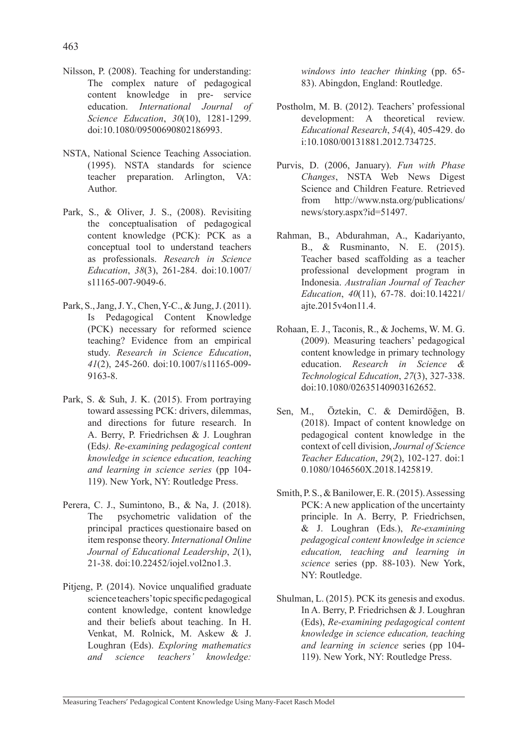Nilsson, P. (2008). Teaching for understanding: The complex nature of pedagogical content knowledge in pre- service education. *International Journal of Science Education*, *30*(10), 1281-1299. doi:10.1080/09500690802186993.

NSTA, National Science Teaching Association. (1995). NSTA standards for science teacher preparation. Arlington, VA: Author.

Park, S., & Oliver, J. S., (2008). Revisiting the conceptualisation of pedagogical content knowledge (PCK): PCK as a conceptual tool to understand teachers as professionals. *Research in Science Education*, *38*(3), 261-284. doi:10.1007/s11165-007-9049-6.

Park, S., Jang, J. Y., Chen, Y-C., & Jung, J. (2011). Is Pedagogical Content Knowledge (PCK) necessary for reformed science teaching? Evidence from an empirical study. *Research in Science Education*, *41*(2), 245-260. doi:10.1007/s11165-009-9163-8.

Park, S. & Suh, J. K. (2015). From portraying toward assessing PCK: drivers, dilemmas, and directions for future research. In A. Berry, P. Friedrichsen & J. Loughran (Eds*). Re-examining pedagogical content knowledge in science education, teaching and learning in science series* (pp 104-119). New York, NY: Routledge Press.

Perera, C. J., Sumintono, B., & Na, J. (2018). The psychometric validation of the principal practices questionaire based on item response theory. *International Online Journal of Educational Leadership*, *2*(1), 21-38. doi:10.22452/iojel.vol2no1.3.

Pitjeng, P. (2014). Novice unqualified graduate science teachers' topic specific pedagogical content knowledge, content knowledge and their beliefs about teaching. In H. Venkat, M. Rolnick, M. Askew & J. Loughran (Eds). *Exploring mathematics and science teachers' knowledge: windows into teacher thinking* (pp. 65-83). Abingdon, England: Routledge.

Postholm, M. B. (2012). Teachers' professional development: A theoretical review. *Educational Research*, *54*(4), 405-429. do i:10.1080/00131881.2012.734725.

Purvis, D. (2006, January). *Fun with Phase Changes*, NSTA Web News Digest Science and Children Feature. Retrieved from http://www.nsta.org/publications/news/story.aspx?id=51497.

Rahman, B., Abdurahman, A., Kadariyanto, B., & Rusminanto, N. E. (2015). Teacher based scaffolding as a teacher professional development program in Indonesia. *Australian Journal of Teacher Education*, *40*(11), 67-78. doi:10.14221/ajte.2015v4on11.4.

Rohaan, E. J., Taconis, R., & Jochems, W. M. G. (2009). Measuring teachers' pedagogical content knowledge in primary technology education. *Research in Science & Technological Education*, *27*(3), 327-338. doi:10.1080/02635140903162652.

Sen, M., Öztekin, C. & Demirdöğen, B. (2018). Impact of content knowledge on pedagogical content knowledge in the context of cell division, *Journal of Science Teacher Education*, *29*(2), 102-127. doi:10.1080/1046560X.2018.1425819.

Smith, P. S., & Banilower, E. R. (2015). Assessing PCK: A new application of the uncertainty principle. In A. Berry, P. Friedrichsen, & J. Loughran (Eds.), *Re-examining pedagogical content knowledge in science education, teaching and learning in science* series (pp. 88-103). New York, NY: Routledge.

Shulman, L. (2015). PCK its genesis and exodus. In A. Berry, P. Friedrichsen & J. Loughran (Eds), *Re-examining pedagogical content knowledge in science education, teaching and learning in science* series (pp 104-119). New York, NY: Routledge Press.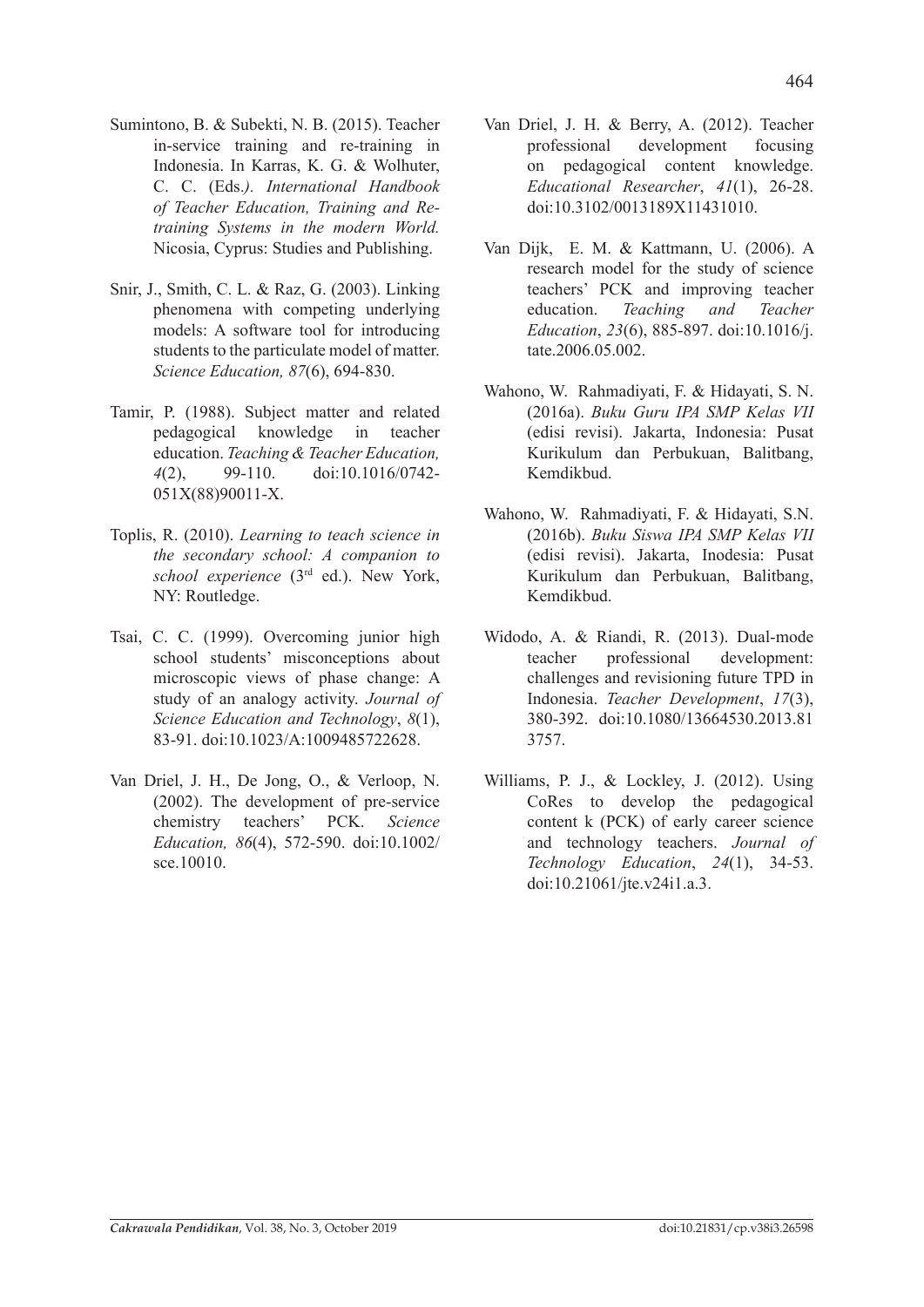Sumintono, B. & Subekti, N. B. (2015). Teacher in-service training and re-training in Indonesia. In Karras, K. G. & Wolhuter, C. C. (Eds.*). International Handbook of Teacher Education, Training and Re-training Systems in the modern World.* Nicosia, Cyprus: Studies and Publishing.

Snir, J., Smith, C. L. & Raz, G. (2003). Linking phenomena with competing underlying models: A software tool for introducing students to the particulate model of matter. *Science Education, 87*(6), 694-830.

Tamir, P. (1988). Subject matter and related pedagogical knowledge in teacher education. *Teaching & Teacher Education, 4*(2), 99-110. doi:10.1016/0742-051X(88)90011-X.

Toplis, R. (2010). *Learning to teach science in the secondary school: A companion to school experience* (3rd ed.). New York, NY: Routledge.

Tsai, C. C. (1999). Overcoming junior high school students' misconceptions about microscopic views of phase change: A study of an analogy activity. *Journal of Science Education and Technology*, *8*(1), 83-91. doi:10.1023/A:1009485722628.

Van Driel, J. H., De Jong, O., & Verloop, N. (2002). The development of pre-service chemistry teachers' PCK. *Science Education, 86*(4), 572-590. doi:10.1002/sce.10010.

Van Driel, J. H. & Berry, A. (2012). Teacher professional development focusing on pedagogical content knowledge. *Educational Researcher*, *41*(1), 26-28. doi:10.3102/0013189X11431010.

Van Dijk, E. M. & Kattmann, U. (2006). A research model for the study of science teachers' PCK and improving teacher education. *Teaching and Teacher Education*, *23*(6), 885-897. doi:10.1016/j.tate.2006.05.002.

Wahono, W. Rahmadiyati, F. & Hidayati, S. N. (2016a). *Buku Guru IPA SMP Kelas VII* (edisi revisi). Jakarta, Indonesia: Pusat Kurikulum dan Perbukuan, Balitbang, Kemdikbud.

Wahono, W. Rahmadiyati, F. & Hidayati, S.N. (2016b). *Buku Siswa IPA SMP Kelas VII* (edisi revisi). Jakarta, Inodesia: Pusat Kurikulum dan Perbukuan, Balitbang, Kemdikbud.

Widodo, A. & Riandi, R. (2013). Dual-mode teacher professional development: challenges and revisioning future TPD in Indonesia. *Teacher Development*, *17*(3), 380-392. doi:10.1080/13664530.2013.813757.

Williams, P. J., & Lockley, J. (2012). Using CoRes to develop the pedagogical content k (PCK) of early career science and technology teachers. *Journal of Technology Education*, *24*(1), 34-53. doi:10.21061/jte.v24i1.a.3.